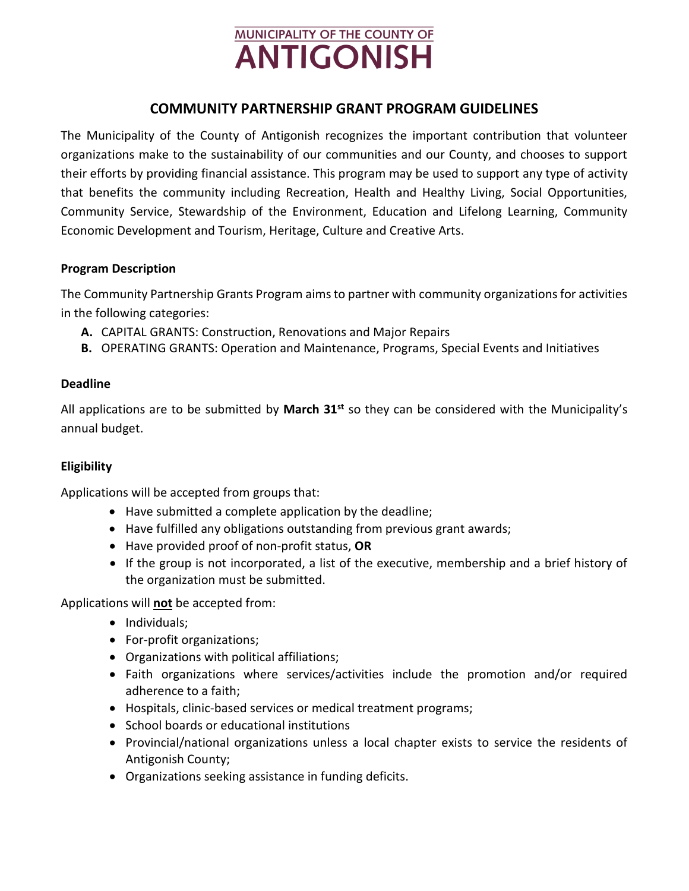MUNICIPALITY OF THE COUNTY OF
# ANTIGONISH

## COMMUNITY PARTNERSHIP GRANT PROGRAM GUIDELINES

The Municipality of the County of Antigonish recognizes the important contribution that volunteer organizations make to the sustainability of our communities and our County, and chooses to support their efforts by providing financial assistance. This program may be used to support any type of activity that benefits the community including Recreation, Health and Healthy Living, Social Opportunities, Community Service, Stewardship of the Environment, Education and Lifelong Learning, Community Economic Development and Tourism, Heritage, Culture and Creative Arts.

### Program Description

The Community Partnership Grants Program aims to partner with community organizations for activities in the following categories:

- **A.** CAPITAL GRANTS: Construction, Renovations and Major Repairs
- **B.** OPERATING GRANTS: Operation and Maintenance, Programs, Special Events and Initiatives

### Deadline

All applications are to be submitted by **March 31st** so they can be considered with the Municipality's annual budget.

### Eligibility

Applications will be accepted from groups that:

- Have submitted a complete application by the deadline;
- Have fulfilled any obligations outstanding from previous grant awards;
- Have provided proof of non-profit status, **OR**
- If the group is not incorporated, a list of the executive, membership and a brief history of the organization must be submitted.

Applications will **not** be accepted from:

- Individuals;
- For-profit organizations;
- Organizations with political affiliations;
- Faith organizations where services/activities include the promotion and/or required adherence to a faith;
- Hospitals, clinic-based services or medical treatment programs;
- School boards or educational institutions
- Provincial/national organizations unless a local chapter exists to service the residents of Antigonish County;
- Organizations seeking assistance in funding deficits.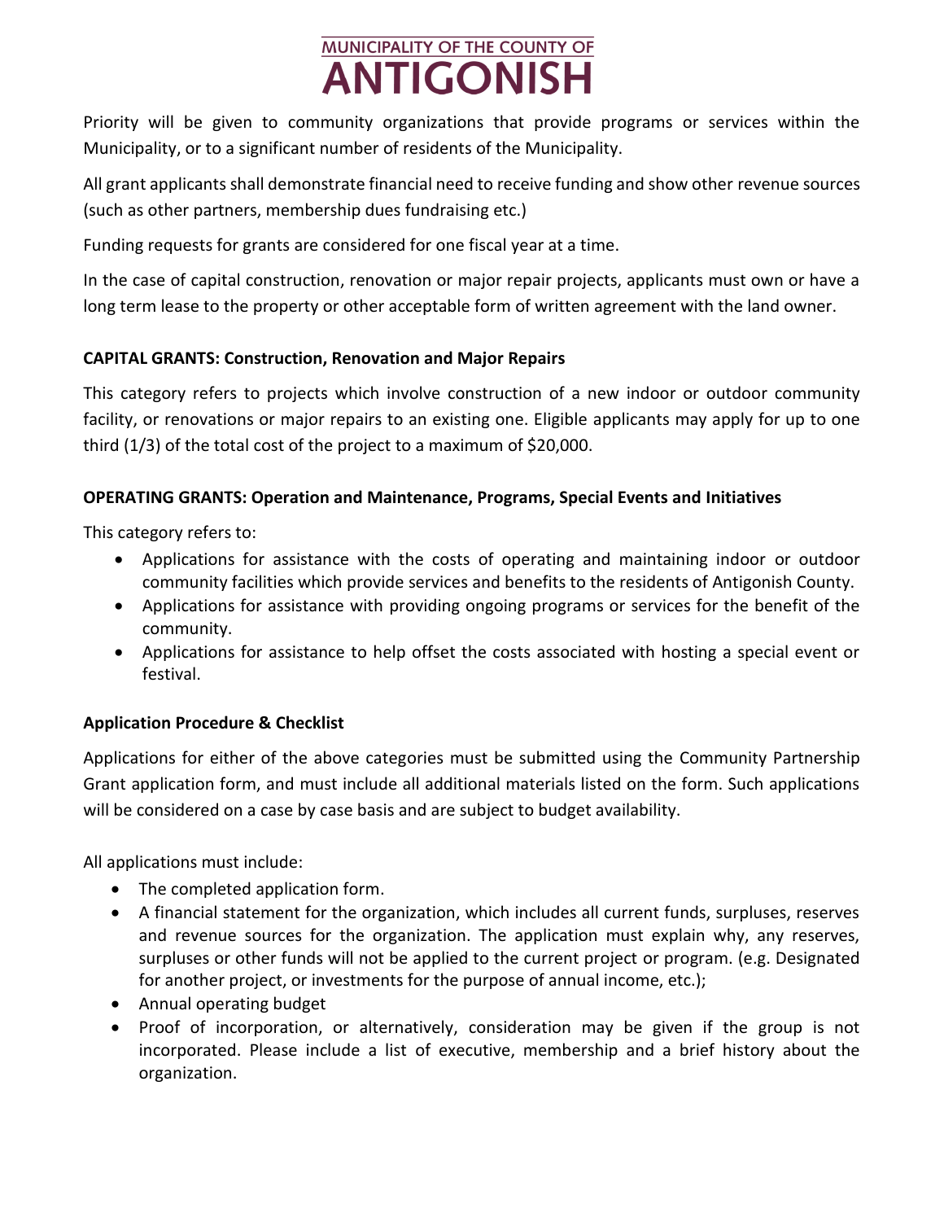Priority will be given to community organizations that provide programs or services within the Municipality, or to a significant number of residents of the Municipality.

All grant applicants shall demonstrate financial need to receive funding and show other revenue sources (such as other partners, membership dues fundraising etc.)

Funding requests for grants are considered for one fiscal year at a time.

In the case of capital construction, renovation or major repair projects, applicants must own or have a long term lease to the property or other acceptable form of written agreement with the land owner.

**CAPITAL GRANTS: Construction, Renovation and Major Repairs**

This category refers to projects which involve construction of a new indoor or outdoor community facility, or renovations or major repairs to an existing one. Eligible applicants may apply for up to one third (1/3) of the total cost of the project to a maximum of $20,000.

**OPERATING GRANTS: Operation and Maintenance, Programs, Special Events and Initiatives**

This category refers to:

- Applications for assistance with the costs of operating and maintaining indoor or outdoor community facilities which provide services and benefits to the residents of Antigonish County.
- Applications for assistance with providing ongoing programs or services for the benefit of the community.
- Applications for assistance to help offset the costs associated with hosting a special event or festival.

**Application Procedure & Checklist**

Applications for either of the above categories must be submitted using the Community Partnership Grant application form, and must include all additional materials listed on the form. Such applications will be considered on a case by case basis and are subject to budget availability.

All applications must include:

- The completed application form.
- A financial statement for the organization, which includes all current funds, surpluses, reserves and revenue sources for the organization. The application must explain why, any reserves, surpluses or other funds will not be applied to the current project or program. (e.g. Designated for another project, or investments for the purpose of annual income, etc.);
- Annual operating budget
- Proof of incorporation, or alternatively, consideration may be given if the group is not incorporated. Please include a list of executive, membership and a brief history about the organization.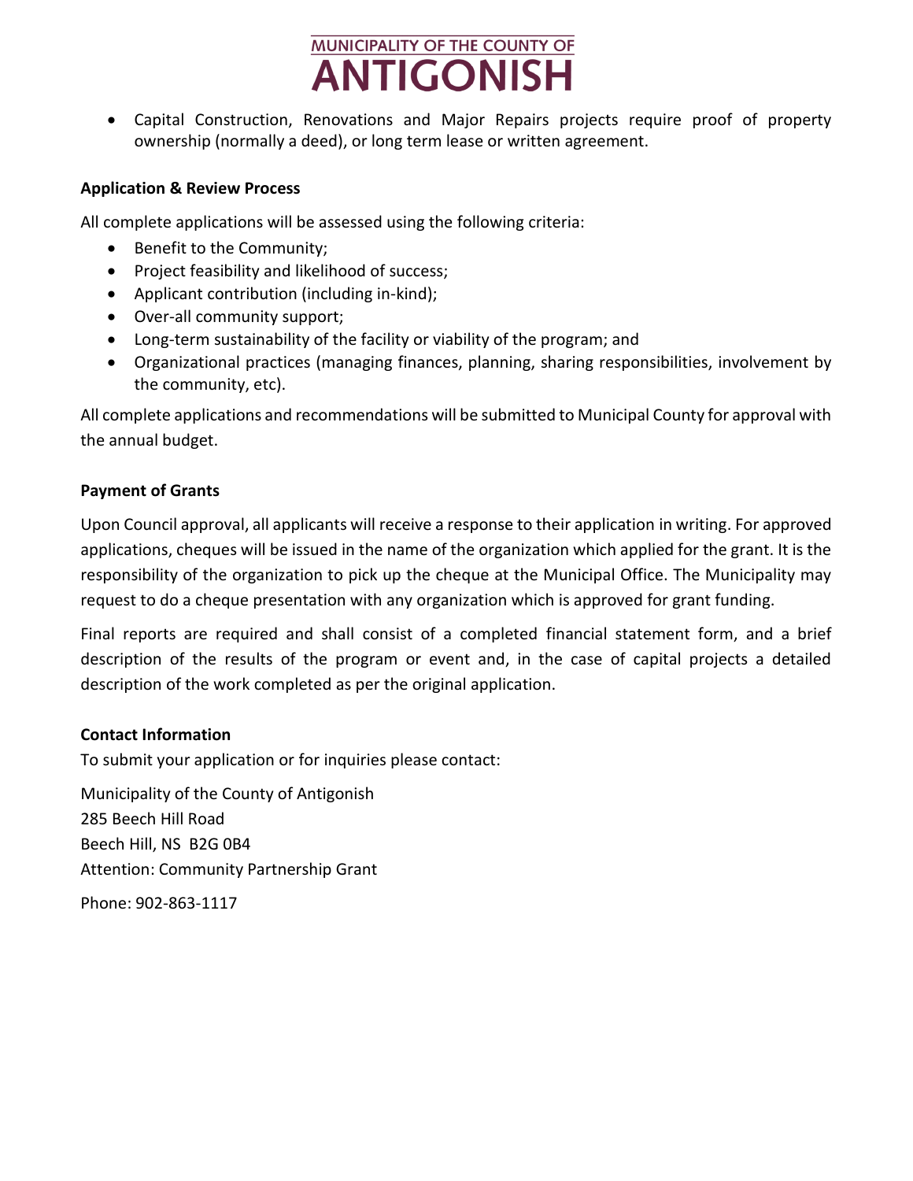- Capital Construction, Renovations and Major Repairs projects require proof of property ownership (normally a deed), or long term lease or written agreement.

**Application & Review Process**

All complete applications will be assessed using the following criteria:

- Benefit to the Community;
- Project feasibility and likelihood of success;
- Applicant contribution (including in-kind);
- Over-all community support;
- Long-term sustainability of the facility or viability of the program; and
- Organizational practices (managing finances, planning, sharing responsibilities, involvement by the community, etc).

All complete applications and recommendations will be submitted to Municipal County for approval with the annual budget.

**Payment of Grants**

Upon Council approval, all applicants will receive a response to their application in writing. For approved applications, cheques will be issued in the name of the organization which applied for the grant. It is the responsibility of the organization to pick up the cheque at the Municipal Office. The Municipality may request to do a cheque presentation with any organization which is approved for grant funding.

Final reports are required and shall consist of a completed financial statement form, and a brief description of the results of the program or event and, in the case of capital projects a detailed description of the work completed as per the original application.

**Contact Information**

To submit your application or for inquiries please contact:

Municipality of the County of Antigonish
285 Beech Hill Road
Beech Hill, NS B2G 0B4
Attention: Community Partnership Grant

Phone: 902-863-1117